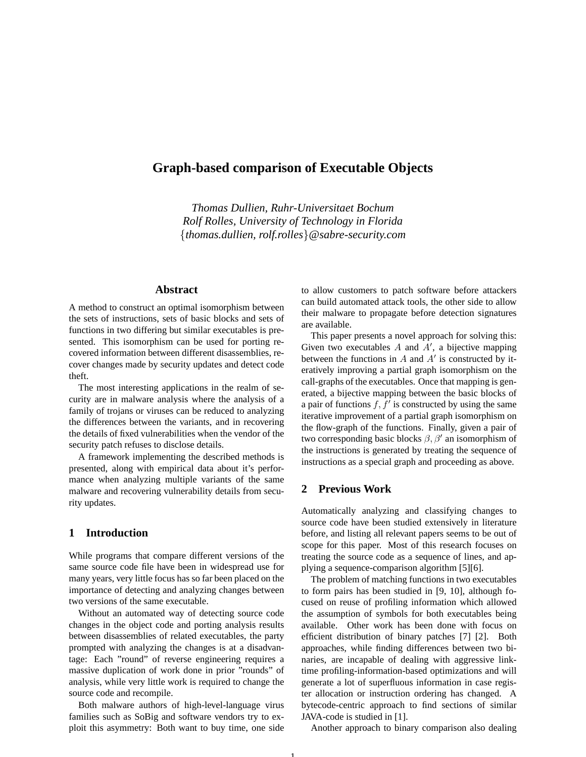# Graph-based comparison of Executable Objects

*Thomas Dullien, Ruhr-Universitaet Bochum*
*Rolf Rolles, University of Technology in Florida*
{*thomas.dullien, rolf.rolles*}*@sabre-security.com*

## Abstract

A method to construct an optimal isomorphism between the sets of instructions, sets of basic blocks and sets of functions in two differing but similar executables is presented. This isomorphism can be used for porting recovered information between different disassemblies, recover changes made by security updates and detect code theft.

The most interesting applications in the realm of security are in malware analysis where the analysis of a family of trojans or viruses can be reduced to analyzing the differences between the variants, and in recovering the details of fixed vulnerabilities when the vendor of the security patch refuses to disclose details.

A framework implementing the described methods is presented, along with empirical data about it's performance when analyzing multiple variants of the same malware and recovering vulnerability details from security updates.

## 1 Introduction

While programs that compare different versions of the same source code file have been in widespread use for many years, very little focus has so far been placed on the importance of detecting and analyzing changes between two versions of the same executable.

Without an automated way of detecting source code changes in the object code and porting analysis results between disassemblies of related executables, the party prompted with analyzing the changes is at a disadvantage: Each "round" of reverse engineering requires a massive duplication of work done in prior "rounds" of analysis, while very little work is required to change the source code and recompile.

Both malware authors of high-level-language virus families such as SoBig and software vendors try to exploit this asymmetry: Both want to buy time, one side to allow customers to patch software before attackers can build automated attack tools, the other side to allow their malware to propagate before detection signatures are available.

This paper presents a novel approach for solving this: Given two executables $A$ and $A'$, a bijective mapping between the functions in $A$ and $A'$ is constructed by iteratively improving a partial graph isomorphism on the call-graphs of the executables. Once that mapping is generated, a bijective mapping between the basic blocks of a pair of functions $f, f'$ is constructed by using the same iterative improvement of a partial graph isomorphism on the flow-graph of the functions. Finally, given a pair of two corresponding basic blocks $\beta, \beta'$ an isomorphism of the instructions is generated by treating the sequence of instructions as a special graph and proceeding as above.

## 2 Previous Work

Automatically analyzing and classifying changes to source code have been studied extensively in literature before, and listing all relevant papers seems to be out of scope for this paper. Most of this research focuses on treating the source code as a sequence of lines, and applying a sequence-comparison algorithm [5][6].

The problem of matching functions in two executables to form pairs has been studied in [9, 10], although focused on reuse of profiling information which allowed the assumption of symbols for both executables being available. Other work has been done with focus on efficient distribution of binary patches [7] [2]. Both approaches, while finding differences between two binaries, are incapable of dealing with aggressive link-time profiling-information-based optimizations and will generate a lot of superfluous information in case register allocation or instruction ordering has changed. A bytecode-centric approach to find sections of similar JAVA-code is studied in [1].

Another approach to binary comparison also dealing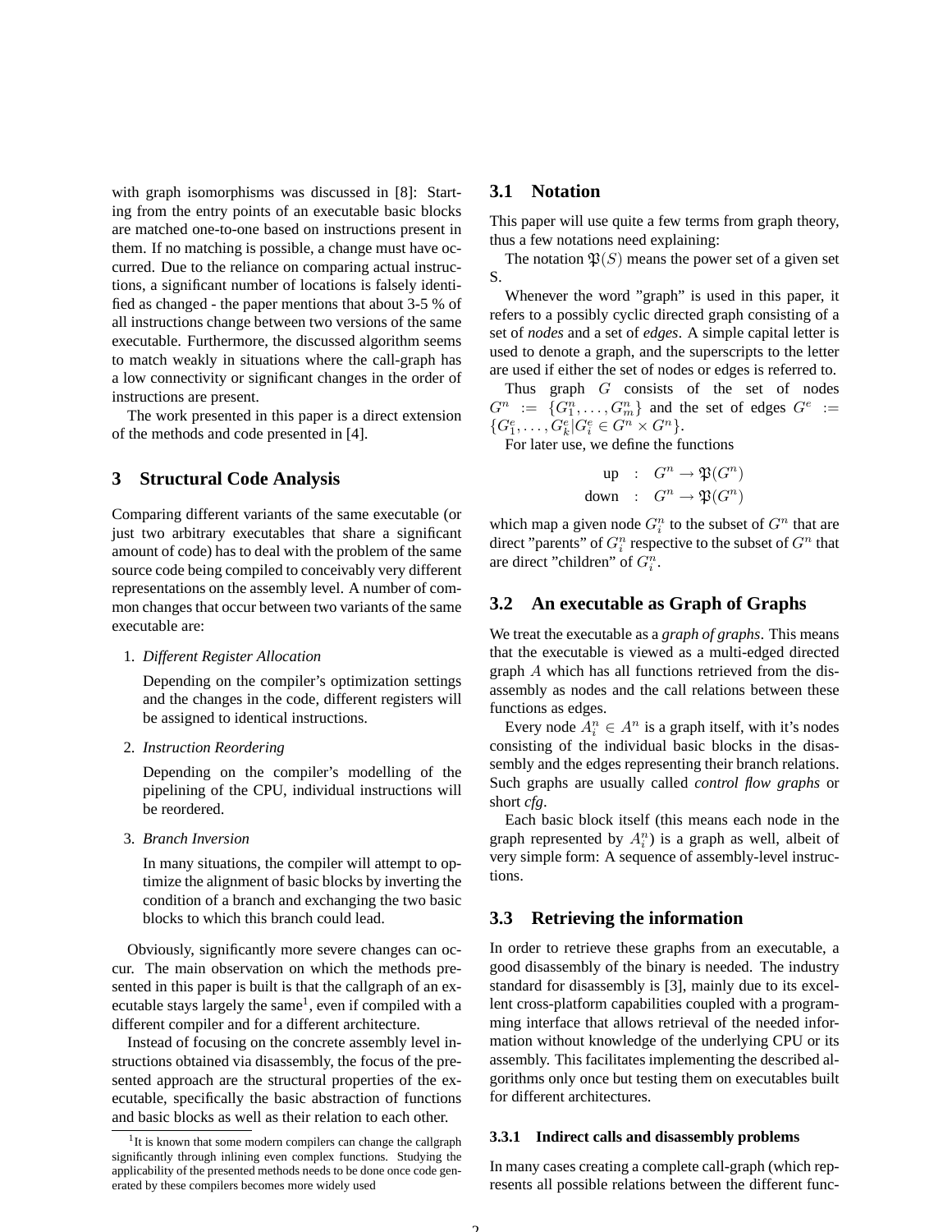with graph isomorphisms was discussed in [8]: Starting from the entry points of an executable basic blocks are matched one-to-one based on instructions present in them. If no matching is possible, a change must have occurred. Due to the reliance on comparing actual instructions, a significant number of locations is falsely identified as changed - the paper mentions that about 3-5 % of all instructions change between two versions of the same executable. Furthermore, the discussed algorithm seems to match weakly in situations where the call-graph has a low connectivity or significant changes in the order of instructions are present.

The work presented in this paper is a direct extension of the methods and code presented in [4].

## 3 Structural Code Analysis

Comparing different variants of the same executable (or just two arbitrary executables that share a significant amount of code) has to deal with the problem of the same source code being compiled to conceivably very different representations on the assembly level. A number of common changes that occur between two variants of the same executable are:

1. *Different Register Allocation*

   Depending on the compiler's optimization settings and the changes in the code, different registers will be assigned to identical instructions.

2. *Instruction Reordering*

   Depending on the compiler's modelling of the pipelining of the CPU, individual instructions will be reordered.

3. *Branch Inversion*

   In many situations, the compiler will attempt to optimize the alignment of basic blocks by inverting the condition of a branch and exchanging the two basic blocks to which this branch could lead.

Obviously, significantly more severe changes can occur. The main observation on which the methods presented in this paper is built is that the callgraph of an executable stays largely the same[1], even if compiled with a different compiler and for a different architecture.

Instead of focusing on the concrete assembly level instructions obtained via disassembly, the focus of the presented approach are the structural properties of the executable, specifically the basic abstraction of functions and basic blocks as well as their relation to each other.

[1] It is known that some modern compilers can change the callgraph significantly through inlining even complex functions. Studying the applicability of the presented methods needs to be done once code generated by these compilers becomes more widely used

### 3.1 Notation

This paper will use quite a few terms from graph theory, thus a few notations need explaining:

The notation $\mathfrak{P}(S)$ means the power set of a given set S.

Whenever the word "graph" is used in this paper, it refers to a possibly cyclic directed graph consisting of a set of *nodes* and a set of *edges*. A simple capital letter is used to denote a graph, and the superscripts to the letter are used if either the set of nodes or edges is referred to.

Thus graph $G$ consists of the set of nodes $G^n := \{G^n_1, \ldots, G^n_m\}$ and the set of edges $G^e := \{G^e_1, \ldots, G^e_k | G^e_i \in G^n \times G^n\}$.

For later use, we define the functions

$$\begin{aligned} \text{up} &: G^n \to \mathfrak{P}(G^n) \\ \text{down} &: G^n \to \mathfrak{P}(G^n) \end{aligned}$$

which map a given node $G^n_i$ to the subset of $G^n$ that are direct "parents" of $G^n_i$ respective to the subset of $G^n$ that are direct "children" of $G^n_i$.

### 3.2 An executable as Graph of Graphs

We treat the executable as a *graph of graphs*. This means that the executable is viewed as a multi-edged directed graph $A$ which has all functions retrieved from the disassembly as nodes and the call relations between these functions as edges.

Every node $A^n_i \in A^n$ is a graph itself, with it's nodes consisting of the individual basic blocks in the disassembly and the edges representing their branch relations. Such graphs are usually called *control flow graphs* or short *cfg*.

Each basic block itself (this means each node in the graph represented by $A^n_i$) is a graph as well, albeit of very simple form: A sequence of assembly-level instructions.

### 3.3 Retrieving the information

In order to retrieve these graphs from an executable, a good disassembly of the binary is needed. The industry standard for disassembly is [3], mainly due to its excellent cross-platform capabilities coupled with a programming interface that allows retrieval of the needed information without knowledge of the underlying CPU or its assembly. This facilitates implementing the described algorithms only once but testing them on executables built for different architectures.

#### 3.3.1 Indirect calls and disassembly problems

In many cases creating a complete call-graph (which represents all possible relations between the different func-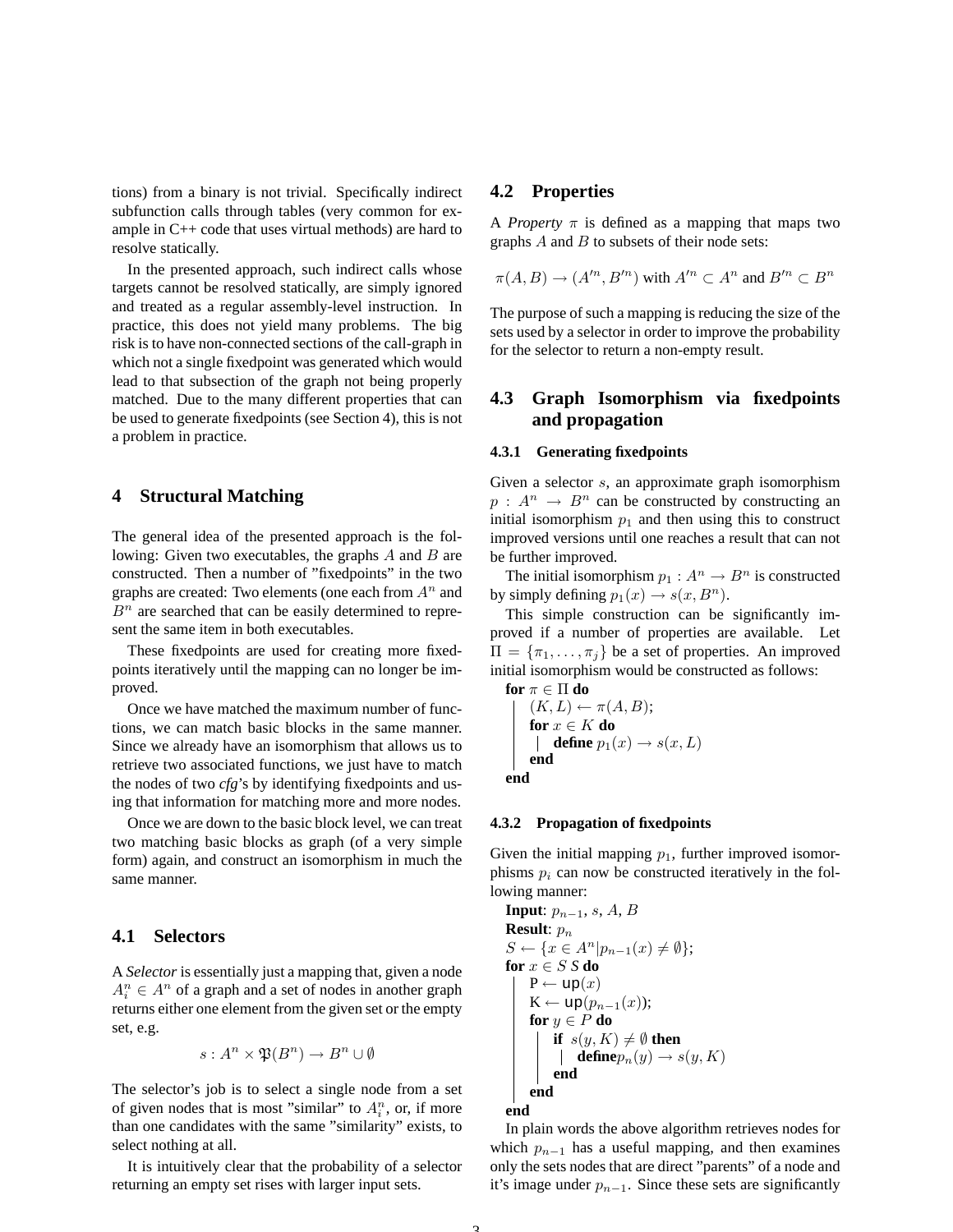tions) from a binary is not trivial. Specifically indirect subfunction calls through tables (very common for example in C++ code that uses virtual methods) are hard to resolve statically.

In the presented approach, such indirect calls whose targets cannot be resolved statically, are simply ignored and treated as a regular assembly-level instruction. In practice, this does not yield many problems. The big risk is to have non-connected sections of the call-graph in which not a single fixedpoint was generated which would lead to that subsection of the graph not being properly matched. Due to the many different properties that can be used to generate fixedpoints (see Section 4), this is not a problem in practice.

## 4 Structural Matching

The general idea of the presented approach is the following: Given two executables, the graphs $A$ and $B$ are constructed. Then a number of "fixedpoints" in the two graphs are created: Two elements (one each from $A^n$ and $B^n$ are searched that can be easily determined to represent the same item in both executables.

These fixedpoints are used for creating more fixedpoints iteratively until the mapping can no longer be improved.

Once we have matched the maximum number of functions, we can match basic blocks in the same manner. Since we already have an isomorphism that allows us to retrieve two associated functions, we just have to match the nodes of two *cfg*'s by identifying fixedpoints and using that information for matching more and more nodes.

Once we are down to the basic block level, we can treat two matching basic blocks as graph (of a very simple form) again, and construct an isomorphism in much the same manner.

### 4.1 Selectors

A *Selector* is essentially just a mapping that, given a node $A^n_i \in A^n$ of a graph and a set of nodes in another graph returns either one element from the given set or the empty set, e.g.

$$s : A^n \times \mathfrak{P}(B^n) \rightarrow B^n \cup \emptyset$$

The selector's job is to select a single node from a set of given nodes that is most "similar" to $A^n_i$, or, if more than one candidates with the same "similarity" exists, to select nothing at all.

It is intuitively clear that the probability of a selector returning an empty set rises with larger input sets.

### 4.2 Properties

A *Property* $\pi$ is defined as a mapping that maps two graphs $A$ and $B$ to subsets of their node sets:

$$\pi(A, B) \rightarrow (A'^n, B'^n) \text{ with } A'^n \subset A^n \text{ and } B'^n \subset B^n$$

The purpose of such a mapping is reducing the size of the sets used by a selector in order to improve the probability for the selector to return a non-empty result.

### 4.3 Graph Isomorphism via fixedpoints and propagation

#### 4.3.1 Generating fixedpoints

Given a selector $s$, an approximate graph isomorphism $p : A^n \rightarrow B^n$ can be constructed by constructing an initial isomorphism $p_1$ and then using this to construct improved versions until one reaches a result that can not be further improved.

The initial isomorphism $p_1 : A^n \rightarrow B^n$ is constructed by simply defining $p_1(x) \rightarrow s(x, B^n)$.

This simple construction can be significantly improved if a number of properties are available. Let $\Pi = \{\pi_1, \ldots, \pi_j\}$ be a set of properties. An improved initial isomorphism would be constructed as follows:

**for** $\pi \in \Pi$ **do**
  $(K, L) \leftarrow \pi(A, B)$;
  **for** $x \in K$ **do**
    **define** $p_1(x) \rightarrow s(x, L)$
  **end**
**end**

#### 4.3.2 Propagation of fixedpoints

Given the initial mapping $p_1$, further improved isomorphisms $p_i$ can now be constructed iteratively in the following manner:

**Input**: $p_{n-1}$, $s$, $A$, $B$
**Result**: $p_n$
$S \leftarrow \{x \in A^n | p_{n-1}(x) \neq \emptyset\}$;
**for** $x \in S$ $S$ **do**
  P $\leftarrow$ up$(x)$
  K $\leftarrow$ up$(p_{n-1}(x))$;
  **for** $y \in P$ **do**
    **if** $s(y, K) \neq \emptyset$ **then**
      **define**$p_n(y) \rightarrow s(y, K)$
    **end**
  **end**
**end**

In plain words the above algorithm retrieves nodes for which $p_{n-1}$ has a useful mapping, and then examines only the sets nodes that are direct "parents" of a node and it's image under $p_{n-1}$. Since these sets are significantly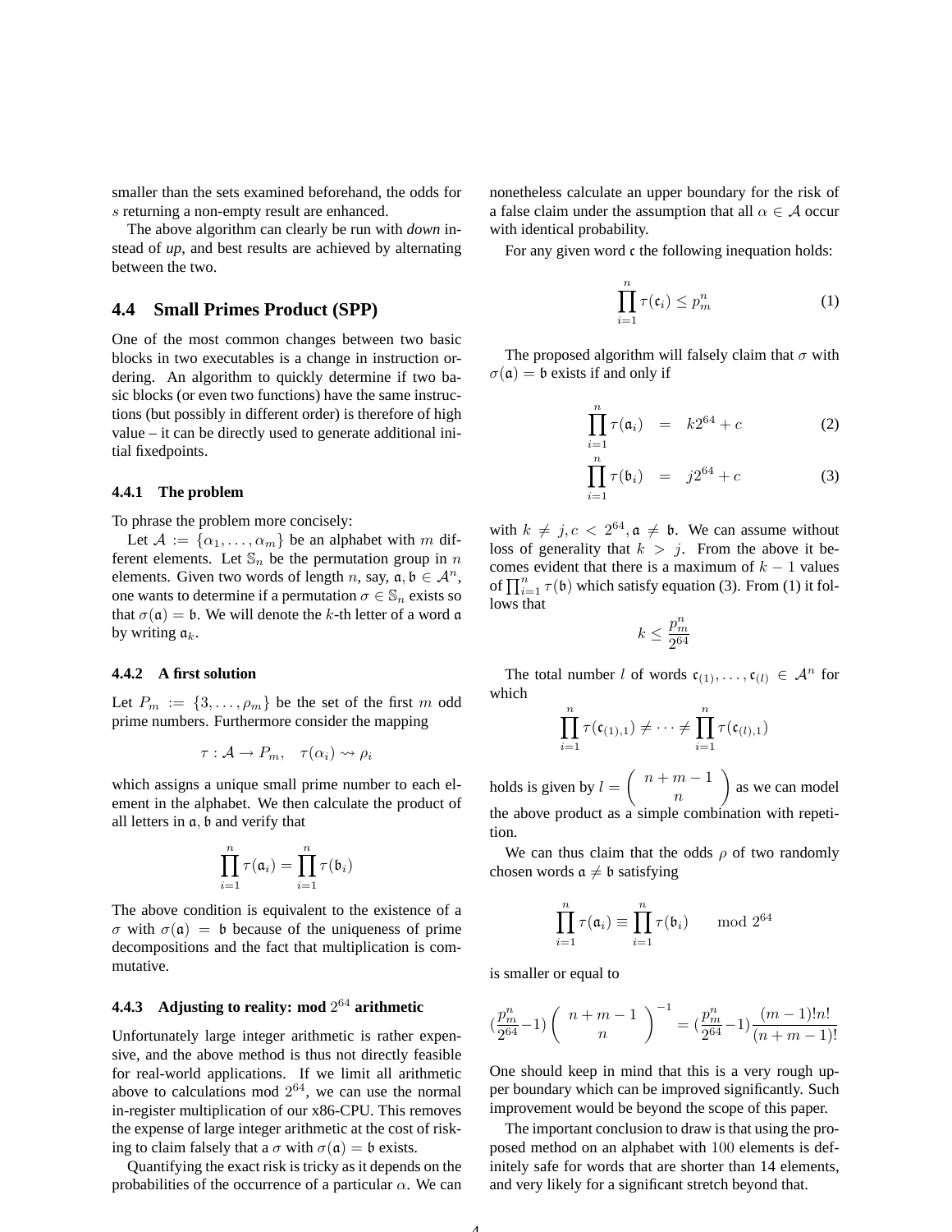smaller than the sets examined beforehand, the odds for $s$ returning a non-empty result are enhanced.

The above algorithm can clearly be run with *down* instead of *up*, and best results are achieved by alternating between the two.

## 4.4 Small Primes Product (SPP)

One of the most common changes between two basic blocks in two executables is a change in instruction ordering. An algorithm to quickly determine if two basic blocks (or even two functions) have the same instructions (but possibly in different order) is therefore of high value – it can be directly used to generate additional initial fixedpoints.

### 4.4.1 The problem

To phrase the problem more concisely:

Let $\mathcal{A} := \{\alpha_1, \ldots, \alpha_m\}$ be an alphabet with $m$ different elements. Let $\mathbb{S}_n$ be the permutation group in $n$ elements. Given two words of length $n$, say, $\mathfrak{a}, \mathfrak{b} \in \mathcal{A}^n$, one wants to determine if a permutation $\sigma \in \mathbb{S}_n$ exists so that $\sigma(\mathfrak{a}) = \mathfrak{b}$. We will denote the $k$-th letter of a word $\mathfrak{a}$ by writing $\mathfrak{a}_k$.

### 4.4.2 A first solution

Let $P_m := \{3, \ldots, \rho_m\}$ be the set of the first $m$ odd prime numbers. Furthermore consider the mapping

$$\tau : \mathcal{A} \to P_m, \quad \tau(\alpha_i) \rightsquigarrow \rho_i$$

which assigns a unique small prime number to each element in the alphabet. We then calculate the product of all letters in $\mathfrak{a}, \mathfrak{b}$ and verify that

$$\prod_{i=1}^{n} \tau(\mathfrak{a}_i) = \prod_{i=1}^{n} \tau(\mathfrak{b}_i)$$

The above condition is equivalent to the existence of a $\sigma$ with $\sigma(\mathfrak{a}) = \mathfrak{b}$ because of the uniqueness of prime decompositions and the fact that multiplication is commutative.

### 4.4.3 Adjusting to reality: mod $2^{64}$ arithmetic

Unfortunately large integer arithmetic is rather expensive, and the above method is thus not directly feasible for real-world applications. If we limit all arithmetic above to calculations mod $2^{64}$, we can use the normal in-register multiplication of our x86-CPU. This removes the expense of large integer arithmetic at the cost of risking to claim falsely that a $\sigma$ with $\sigma(\mathfrak{a}) = \mathfrak{b}$ exists.

Quantifying the exact risk is tricky as it depends on the probabilities of the occurrence of a particular $\alpha$. We can nonetheless calculate an upper boundary for the risk of a false claim under the assumption that all $\alpha \in \mathcal{A}$ occur with identical probability.

For any given word $\mathfrak{c}$ the following inequation holds:

$$\prod_{i=1}^{n} \tau(\mathfrak{c}_i) \leq p_m^n \tag{1}$$

The proposed algorithm will falsely claim that $\sigma$ with $\sigma(\mathfrak{a}) = \mathfrak{b}$ exists if and only if

$$\prod_{i=1}^{n} \tau(\mathfrak{a}_i) = k2^{64} + c \tag{2}$$

$$\prod_{i=1}^{n} \tau(\mathfrak{b}_i) = j2^{64} + c \tag{3}$$

with $k \neq j, c < 2^{64}, \mathfrak{a} \neq \mathfrak{b}$. We can assume without loss of generality that $k > j$. From the above it becomes evident that there is a maximum of $k - 1$ values of $\prod_{i=1}^{n} \tau(\mathfrak{b})$ which satisfy equation (3). From (1) it follows that

$$k \leq \frac{p_m^n}{2^{64}}$$

The total number $l$ of words $\mathfrak{c}_{(1)}, \ldots, \mathfrak{c}_{(l)} \in \mathcal{A}^n$ for which

$$\prod_{i=1}^{n} \tau(\mathfrak{c}_{(1),1}) \neq \cdots \neq \prod_{i=1}^{n} \tau(\mathfrak{c}_{(l),1})$$

holds is given by $l = \binom{n+m-1}{n}$ as we can model the above product as a simple combination with repetition.

We can thus claim that the odds $\rho$ of two randomly chosen words $\mathfrak{a} \neq \mathfrak{b}$ satisfying

$$\prod_{i=1}^{n} \tau(\mathfrak{a}_i) \equiv \prod_{i=1}^{n} \tau(\mathfrak{b}_i) \mod 2^{64}$$

is smaller or equal to

$$(\frac{p_m^n}{2^{64}} - 1) \binom{n+m-1}{n}^{-1} = (\frac{p_m^n}{2^{64}} - 1) \frac{(m-1)!n!}{(n+m-1)!}$$

One should keep in mind that this is a very rough upper boundary which can be improved significantly. Such improvement would be beyond the scope of this paper.

The important conclusion to draw is that using the proposed method on an alphabet with 100 elements is definitely safe for words that are shorter than 14 elements, and very likely for a significant stretch beyond that.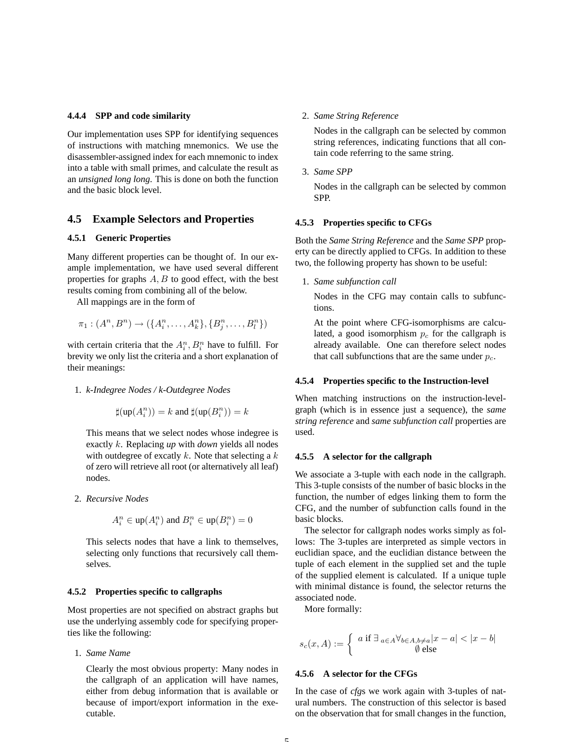#### 4.4.4 SPP and code similarity

Our implementation uses SPP for identifying sequences of instructions with matching mnemonics. We use the disassembler-assigned index for each mnemonic to index into a table with small primes, and calculate the result as an *unsigned long long*. This is done on both the function and the basic block level.

### 4.5 Example Selectors and Properties

#### 4.5.1 Generic Properties

Many different properties can be thought of. In our example implementation, we have used several different properties for graphs $A, B$ to good effect, with the best results coming from combining all of the below.

All mappings are in the form of

$$\pi_1 : (A^n, B^n) \rightarrow (\{A_i^n, \ldots, A_k^n\}, \{B_j^n, \ldots, B_l^n\})$$

with certain criteria that the $A_i^n, B_i^n$ have to fulfill. For brevity we only list the criteria and a short explanation of their meanings:

1. *k-Indegree Nodes / k-Outdegree Nodes*

   $$\sharp(\text{up}(A_i^n)) = k \text{ and } \sharp(\text{up}(B_i^n)) = k$$

   This means that we select nodes whose indegree is exactly $k$. Replacing *up* with *down* yields all nodes with outdegree of excatly $k$. Note that selecting a $k$ of zero will retrieve all root (or alternatively all leaf) nodes.

2. *Recursive Nodes*

   $$A_i^n \in \text{up}(A_i^n) \text{ and } B_i^n \in \text{up}(B_i^n) = 0$$

   This selects nodes that have a link to themselves, selecting only functions that recursively call themselves.

#### 4.5.2 Properties specific to callgraphs

Most properties are not specified on abstract graphs but use the underlying assembly code for specifying properties like the following:

1. *Same Name*

   Clearly the most obvious property: Many nodes in the callgraph of an application will have names, either from debug information that is available or because of import/export information in the executable.

2. *Same String Reference*

   Nodes in the callgraph can be selected by common string references, indicating functions that all contain code referring to the same string.

3. *Same SPP*

   Nodes in the callgraph can be selected by common SPP.

#### 4.5.3 Properties specific to CFGs

Both the *Same String Reference* and the *Same SPP* property can be directly applied to CFGs. In addition to these two, the following property has shown to be useful:

1. *Same subfunction call*

   Nodes in the CFG may contain calls to subfunctions.

   At the point where CFG-isomorphisms are calculated, a good isomorphism $p_c$ for the callgraph is already available. One can therefore select nodes that call subfunctions that are the same under $p_c$.

#### 4.5.4 Properties specific to the Instruction-level

When matching instructions on the instruction-level-graph (which is in essence just a sequence), the *same string reference* and *same subfunction call* properties are used.

#### 4.5.5 A selector for the callgraph

We associate a 3-tuple with each node in the callgraph. This 3-tuple consists of the number of basic blocks in the function, the number of edges linking them to form the CFG, and the number of subfunction calls found in the basic blocks.

The selector for callgraph nodes works simply as follows: The 3-tuples are interpreted as simple vectors in euclidian space, and the euclidian distance between the tuple of each element in the supplied set and the tuple of the supplied element is calculated. If a unique tuple with minimal distance is found, the selector returns the associated node.

More formally:

$$s_c(x, A) := \begin{cases} a \text{ if } \exists_{a \in A} \forall_{b \in A, b \neq a} |x - a| < |x - b| \\ \emptyset \text{ else} \end{cases}$$

#### 4.5.6 A selector for the CFGs

In the case of *cfg*s we work again with 3-tuples of natural numbers. The construction of this selector is based on the observation that for small changes in the function,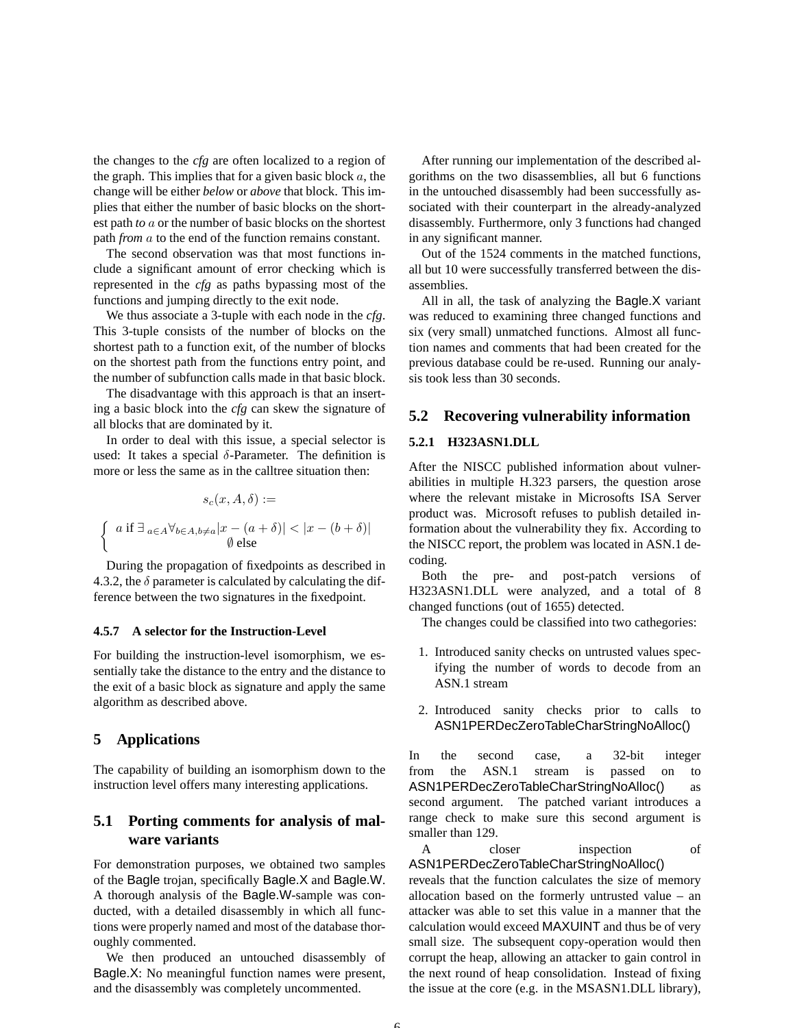the changes to the *cfg* are often localized to a region of the graph. This implies that for a given basic block $a$, the change will be either *below* or *above* that block. This implies that either the number of basic blocks on the shortest path *to* $a$ or the number of basic blocks on the shortest path *from* $a$ to the end of the function remains constant.

The second observation was that most functions include a significant amount of error checking which is represented in the *cfg* as paths bypassing most of the functions and jumping directly to the exit node.

We thus associate a 3-tuple with each node in the *cfg*. This 3-tuple consists of the number of blocks on the shortest path to a function exit, of the number of blocks on the shortest path from the functions entry point, and the number of subfunction calls made in that basic block.

The disadvantage with this approach is that an inserting a basic block into the *cfg* can skew the signature of all blocks that are dominated by it.

In order to deal with this issue, a special selector is used: It takes a special $\delta$-Parameter. The definition is more or less the same as in the calltree situation then:

$$s_c(x, A, \delta) :=$$

$$\begin{cases} a \text{ if } \exists_{a \in A} \forall_{b \in A, b \neq a} |x - (a + \delta)| < |x - (b + \delta)| \\ \emptyset \text{ else} \end{cases}$$

During the propagation of fixedpoints as described in 4.3.2, the $\delta$ parameter is calculated by calculating the difference between the two signatures in the fixedpoint.

#### 4.5.7 A selector for the Instruction-Level

For building the instruction-level isomorphism, we essentially take the distance to the entry and the distance to the exit of a basic block as signature and apply the same algorithm as described above.

## 5 Applications

The capability of building an isomorphism down to the instruction level offers many interesting applications.

### 5.1 Porting comments for analysis of malware variants

For demonstration purposes, we obtained two samples of the Bagle trojan, specifically Bagle.X and Bagle.W. A thorough analysis of the Bagle.W-sample was conducted, with a detailed disassembly in which all functions were properly named and most of the database thoroughly commented.

We then produced an untouched disassembly of Bagle.X: No meaningful function names were present, and the disassembly was completely uncommented.

After running our implementation of the described algorithms on the two disassemblies, all but 6 functions in the untouched disassembly had been successfully associated with their counterpart in the already-analyzed disassembly. Furthermore, only 3 functions had changed in any significant manner.

Out of the 1524 comments in the matched functions, all but 10 were successfully transferred between the disassemblies.

All in all, the task of analyzing the Bagle.X variant was reduced to examining three changed functions and six (very small) unmatched functions. Almost all function names and comments that had been created for the previous database could be re-used. Running our analysis took less than 30 seconds.

### 5.2 Recovering vulnerability information

#### 5.2.1 H323ASN1.DLL

After the NISCC published information about vulnerabilities in multiple H.323 parsers, the question arose where the relevant mistake in Microsofts ISA Server product was. Microsoft refuses to publish detailed information about the vulnerability they fix. According to the NISCC report, the problem was located in ASN.1 decoding.

Both the pre- and post-patch versions of H323ASN1.DLL were analyzed, and a total of 8 changed functions (out of 1655) detected.

The changes could be classified into two cathegories:

1. Introduced sanity checks on untrusted values specifying the number of words to decode from an ASN.1 stream

2. Introduced sanity checks prior to calls to ASN1PERDecZeroTableCharStringNoAlloc()

In the second case, a 32-bit integer from the ASN.1 stream is passed on to ASN1PERDecZeroTableCharStringNoAlloc() as second argument. The patched variant introduces a range check to make sure this second argument is smaller than 129.

A closer inspection of ASN1PERDecZeroTableCharStringNoAlloc() reveals that the function calculates the size of memory allocation based on the formerly untrusted value – an attacker was able to set this value in a manner that the calculation would exceed MAXUINT and thus be of very small size. The subsequent copy-operation would then corrupt the heap, allowing an attacker to gain control in the next round of heap consolidation. Instead of fixing the issue at the core (e.g. in the MSASN1.DLL library),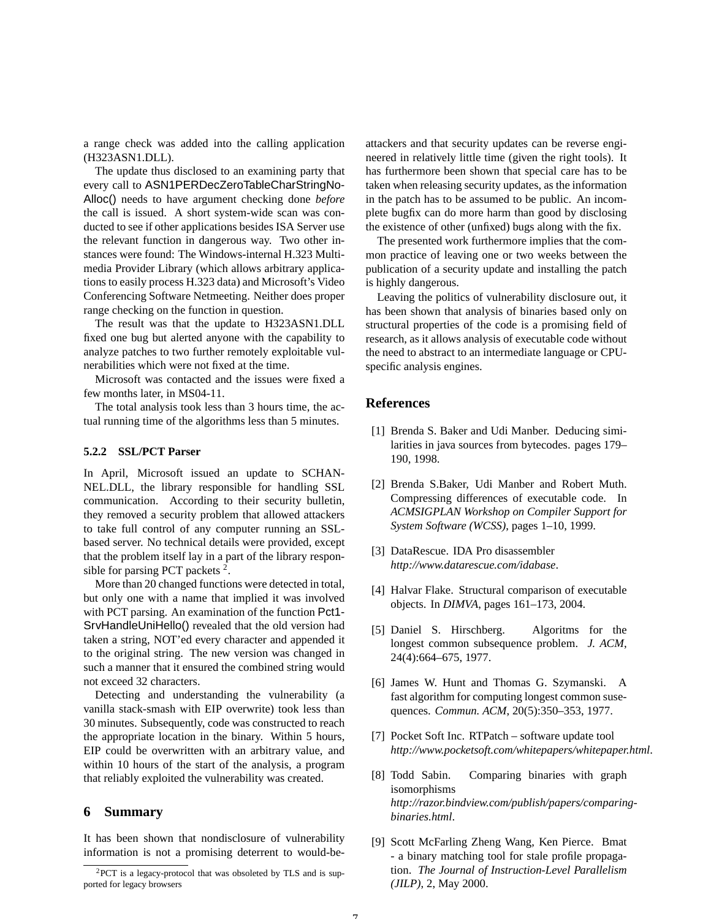a range check was added into the calling application (H323ASN1.DLL).

The update thus disclosed to an examining party that every call to ASN1PERDecZeroTableCharStringNoAlloc() needs to have argument checking done *before* the call is issued. A short system-wide scan was conducted to see if other applications besides ISA Server use the relevant function in dangerous way. Two other instances were found: The Windows-internal H.323 Multimedia Provider Library (which allows arbitrary applications to easily process H.323 data) and Microsoft's Video Conferencing Software Netmeeting. Neither does proper range checking on the function in question.

The result was that the update to H323ASN1.DLL fixed one bug but alerted anyone with the capability to analyze patches to two further remotely exploitable vulnerabilities which were not fixed at the time.

Microsoft was contacted and the issues were fixed a few months later, in MS04-11.

The total analysis took less than 3 hours time, the actual running time of the algorithms less than 5 minutes.

#### 5.2.2 SSL/PCT Parser

In April, Microsoft issued an update to SCHANNEL.DLL, the library responsible for handling SSL communication. According to their security bulletin, they removed a security problem that allowed attackers to take full control of any computer running an SSL-based server. No technical details were provided, except that the problem itself lay in a part of the library responsible for parsing PCT packets [2].

More than 20 changed functions were detected in total, but only one with a name that implied it was involved with PCT parsing. An examination of the function Pct1SrvHandleUniHello() revealed that the old version had taken a string, NOT'ed every character and appended it to the original string. The new version was changed in such a manner that it ensured the combined string would not exceed 32 characters.

Detecting and understanding the vulnerability (a vanilla stack-smash with EIP overwrite) took less than 30 minutes. Subsequently, code was constructed to reach the appropriate location in the binary. Within 5 hours, EIP could be overwritten with an arbitrary value, and within 10 hours of the start of the analysis, a program that reliably exploited the vulnerability was created.

## 6 Summary

It has been shown that nondisclosure of vulnerability information is not a promising deterrent to would-be-attackers and that security updates can be reverse engineered in relatively little time (given the right tools). It has furthermore been shown that special care has to be taken when releasing security updates, as the information in the patch has to be assumed to be public. An incomplete bugfix can do more harm than good by disclosing the existence of other (unfixed) bugs along with the fix.

The presented work furthermore implies that the common practice of leaving one or two weeks between the publication of a security update and installing the patch is highly dangerous.

Leaving the politics of vulnerability disclosure out, it has been shown that analysis of binaries based only on structural properties of the code is a promising field of research, as it allows analysis of executable code without the need to abstract to an intermediate language or CPU-specific analysis engines.

## References

[1] Brenda S. Baker and Udi Manber. Deducing similarities in java sources from bytecodes. pages 179–190, 1998.

[2] Brenda S.Baker, Udi Manber and Robert Muth. Compressing differences of executable code. In *ACMSIGPLAN Workshop on Compiler Support for System Software (WCSS)*, pages 1–10, 1999.

[3] DataRescue. IDA Pro disassembler *http://www.datarescue.com/idabase*.

[4] Halvar Flake. Structural comparison of executable objects. In *DIMVA*, pages 161–173, 2004.

[5] Daniel S. Hirschberg. Algoritms for the longest common subsequence problem. *J. ACM*, 24(4):664–675, 1977.

[6] James W. Hunt and Thomas G. Szymanski. A fast algorithm for computing longest common susequences. *Commun. ACM*, 20(5):350–353, 1977.

[7] Pocket Soft Inc. RTPatch – software update tool *http://www.pocketsoft.com/whitepapers/whitepaper.html*.

[8] Todd Sabin. Comparing binaries with graph isomorphisms *http://razor.bindview.com/publish/papers/comparing-binaries.html*.

[9] Scott McFarling Zheng Wang, Ken Pierce. Bmat - a binary matching tool for stale profile propagation. *The Journal of Instruction-Level Parallelism (JILP)*, 2, May 2000.

[2] PCT is a legacy-protocol that was obsoleted by TLS and is supported for legacy browsers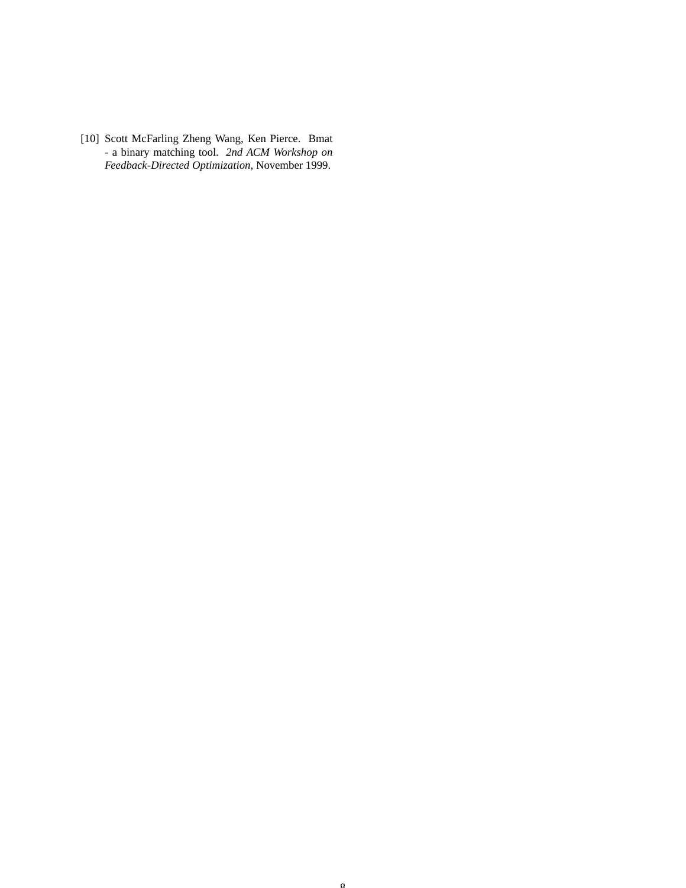[10] Scott McFarling Zheng Wang, Ken Pierce. Bmat - a binary matching tool. *2nd ACM Workshop on Feedback-Directed Optimization*, November 1999.